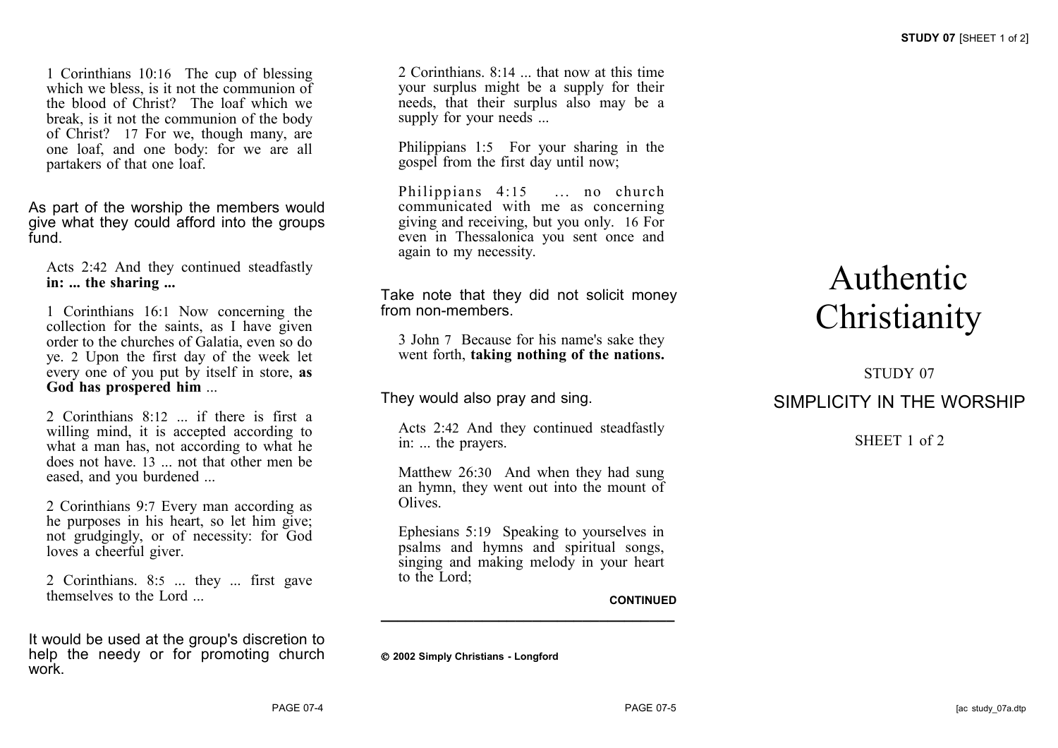1 Corinthians 10:16 The cup of blessing which we bless, is it not the communion of the blood of Christ? The loaf which we break, is it not the communion of the body of Christ? 17 For we, though many, are one loaf, and one body: for we are all partakers of that one loaf.

As part of the worship the members would give what they could afford into the groups fund.

Acts 2:42 And they continued steadfastly **in: ... the sharing ...**

1 Corinthians 16:1 Now concerning the collection for the saints, as I have given order to the churches of Galatia, even so do ye. 2 Upon the first day of the week let every one of you put by itself in store, **as God has prospered him** ...

2 Corinthians 8:12 ... if there is first a willing mind, it is accepted according to what a man has, not according to what he does not have. 13 ... not that other men be eased, and you burdened ...

2 Corinthians 9:7 Every man according as he purposes in his heart, so let him give; not grudgingly, or of necessity: for God loves a cheerful giver.

2 Corinthians. 8:5 ... they ... first gave themselves to the Lord ...

It would be used at the group's discretion to help the needy or for promoting church work.

2 Corinthians. 8:14 ... that now at this time your surplus might be a supply for their needs, that their surplus also may be a supply for your needs ...

Philippians 1:5 For your sharing in the gospel from the first day until now;

Philippians 4:15 ... no church communicated with me as concerning giving and receiving, but you only. 16 For even in Thessalonica you sent once and again to my necessity.

Take note that they did not solicit money from non-members.

3 John 7 Because for his name's sake they went forth, **taking nothing of the nations.**

They would also pray and sing.

Acts 2:42 And they continued steadfastly in: ... the prayers.

Matthew 26:30 And when they had sung an hymn, they went out into the mount of Olives.

Ephesians 5:19 Speaking to yourselves in psalms and hymns and spiritual songs, singing and making melody in your heart to the Lord;

**CONTINUED**

---

**© 2002 Simply Christians - Longford**

# Authentic Christianity

STUDY 07

## SIMPLICITY IN THE WORSHIP

SHEET 1 of 2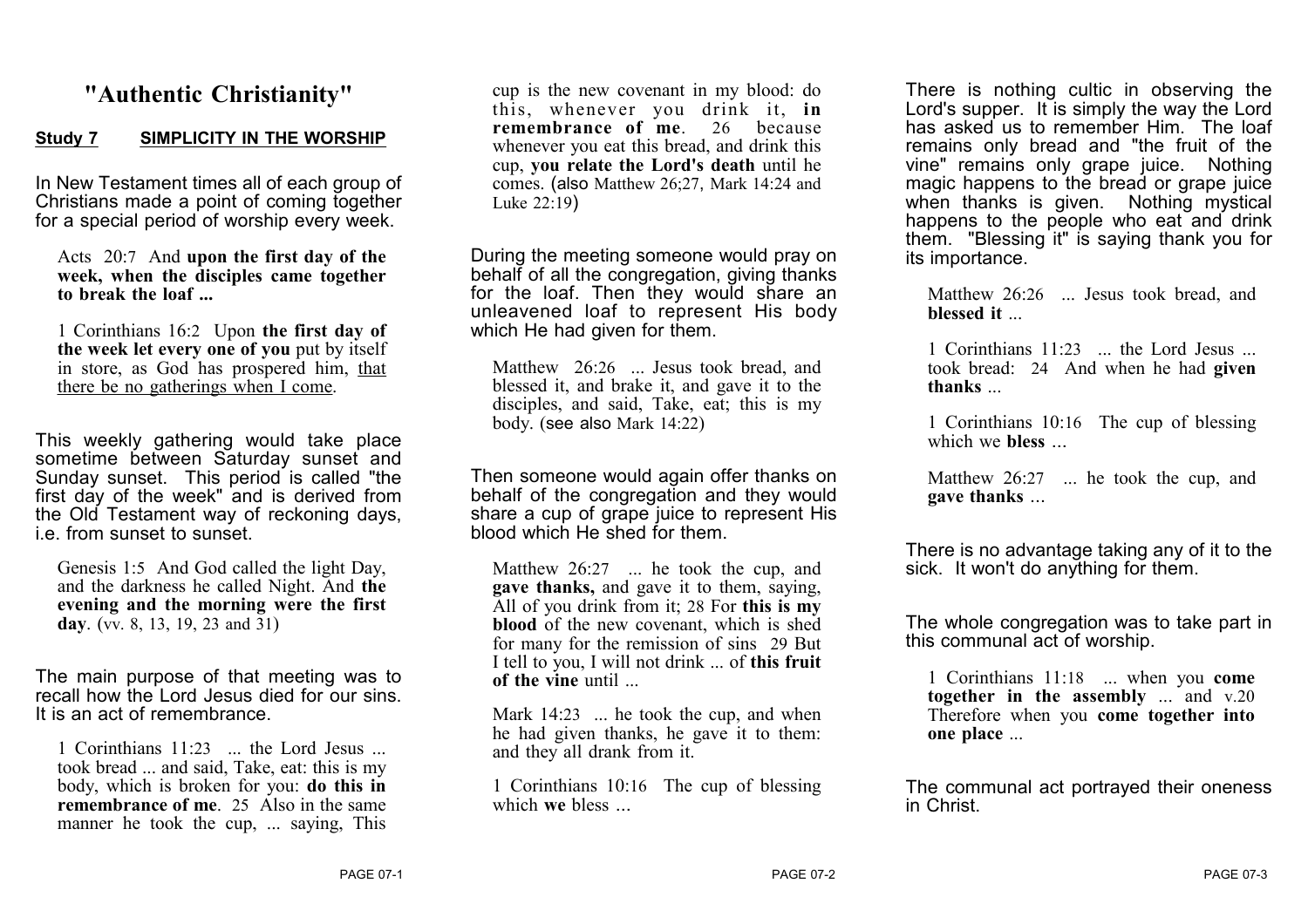# "Authentic Christianity"

**Study 7 SIMPLICITY IN THE WORSHIP**

In New Testament times all of each group of Christians made a point of coming together for a special period of worship every week.

> Acts 20:7 And **upon the first day of the week, when the disciples came together to break the loaf ...**
>
> 1 Corinthians 16:2 Upon **the first day of the week let every one of you** put by itself in store, as God has prospered him, <u>that there be no gatherings when I come</u>.

This weekly gathering would take place sometime between Saturday sunset and Sunday sunset. This period is called "the first day of the week" and is derived from the Old Testament way of reckoning days, i.e. from sunset to sunset.

> Genesis 1:5 And God called the light Day, and the darkness he called Night. And **the evening and the morning were the first day**. (vv. 8, 13, 19, 23 and 31)

The main purpose of that meeting was to recall how the Lord Jesus died for our sins. It is an act of remembrance.

> 1 Corinthians 11:23 ... the Lord Jesus ... took bread ... and said, Take, eat: this is my body, which is broken for you: **do this in remembrance of me**. 25 Also in the same manner he took the cup, ... saying, This cup is the new covenant in my blood: do this, whenever you drink it, **in remembrance of me**. 26 because whenever you eat this bread, and drink this cup, **you relate the Lord's death** until he comes. (also Matthew 26;27, Mark 14:24 and Luke 22:19)

During the meeting someone would pray on behalf of all the congregation, giving thanks for the loaf. Then they would share an unleavened loaf to represent His body which He had given for them.

> Matthew 26:26 ... Jesus took bread, and blessed it, and brake it, and gave it to the disciples, and said, Take, eat; this is my body. (see also Mark 14:22)

Then someone would again offer thanks on behalf of the congregation and they would share a cup of grape juice to represent His blood which He shed for them.

> Matthew 26:27 ... he took the cup, and **gave thanks,** and gave it to them, saying, All of you drink from it; 28 For **this is my blood** of the new covenant, which is shed for many for the remission of sins 29 But I tell to you, I will not drink ... of **this fruit of the vine** until ...
>
> Mark 14:23 ... he took the cup, and when he had given thanks, he gave it to them: and they all drank from it.
>
> 1 Corinthians 10:16 The cup of blessing which **we** bless ...

There is nothing cultic in observing the Lord's supper. It is simply the way the Lord has asked us to remember Him. The loaf remains only bread and "the fruit of the vine" remains only grape juice. Nothing magic happens to the bread or grape juice when thanks is given. Nothing mystical happens to the people who eat and drink them. "Blessing it" is saying thank you for its importance.

> Matthew 26:26 ... Jesus took bread, and **blessed it** ...
>
> 1 Corinthians 11:23 ... the Lord Jesus ... took bread: 24 And when he had **given thanks** ...
>
> 1 Corinthians 10:16 The cup of blessing which we **bless** ...
>
> Matthew 26:27 ... he took the cup, and **gave thanks** ...

There is no advantage taking any of it to the sick. It won't do anything for them.

The whole congregation was to take part in this communal act of worship.

> 1 Corinthians 11:18 ... when you **come together in the assembly** ... and v.20 Therefore when you **come together into one place** ...

The communal act portrayed their oneness in Christ.